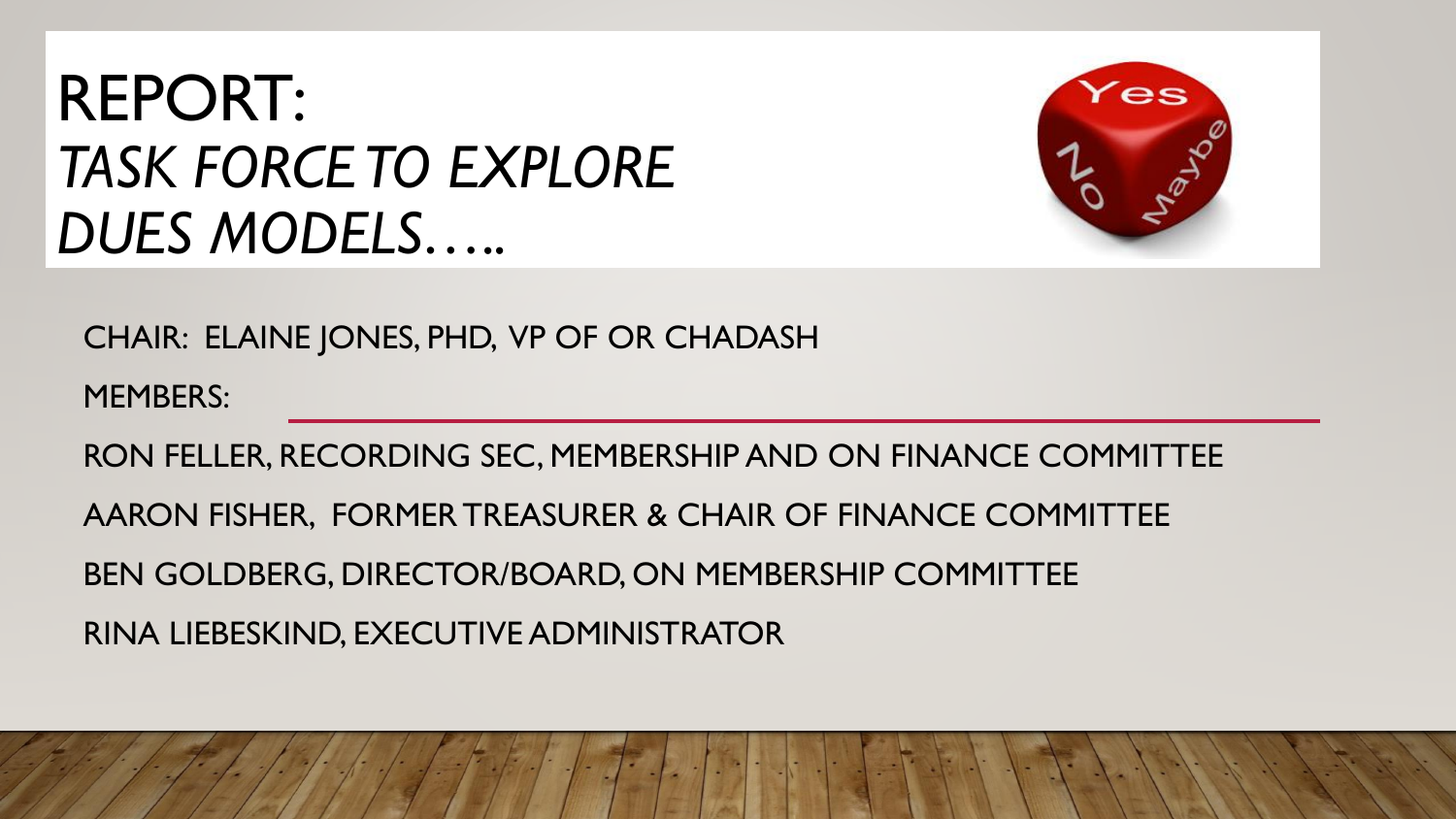# REPORT: *TASK FORCE TO EXPLORE DUES MODELS…..*

CHAIR: ELAINE JONES, PHD, VP OF OR CHADASH

MEMBERS:

RON FELLER, RECORDING SEC, MEMBERSHIP AND ON FINANCE COMMITTEE

AARON FISHER, FORMER TREASURER & CHAIR OF FINANCE COMMITTEE

BEN GOLDBERG, DIRECTOR/BOARD, ON MEMBERSHIP COMMITTEE

RINA LIEBESKIND, EXECUTIVE ADMINISTRATOR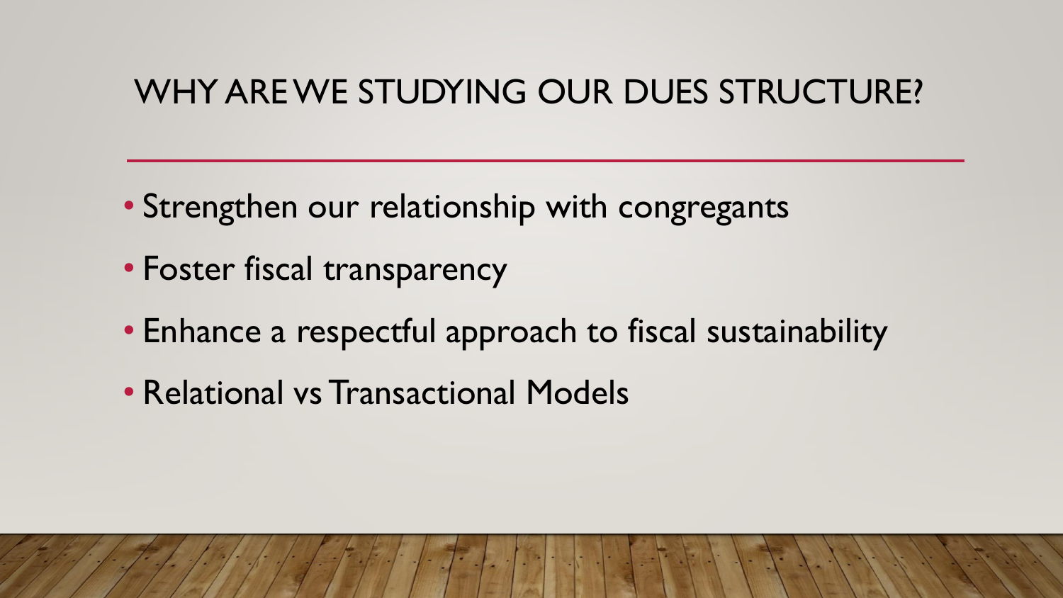# WHY ARE WE STUDYING OUR DUES STRUCTURE?

- Strengthen our relationship with congregants
- Foster fiscal transparency
- Enhance a respectful approach to fiscal sustainability
- Relational vs Transactional Models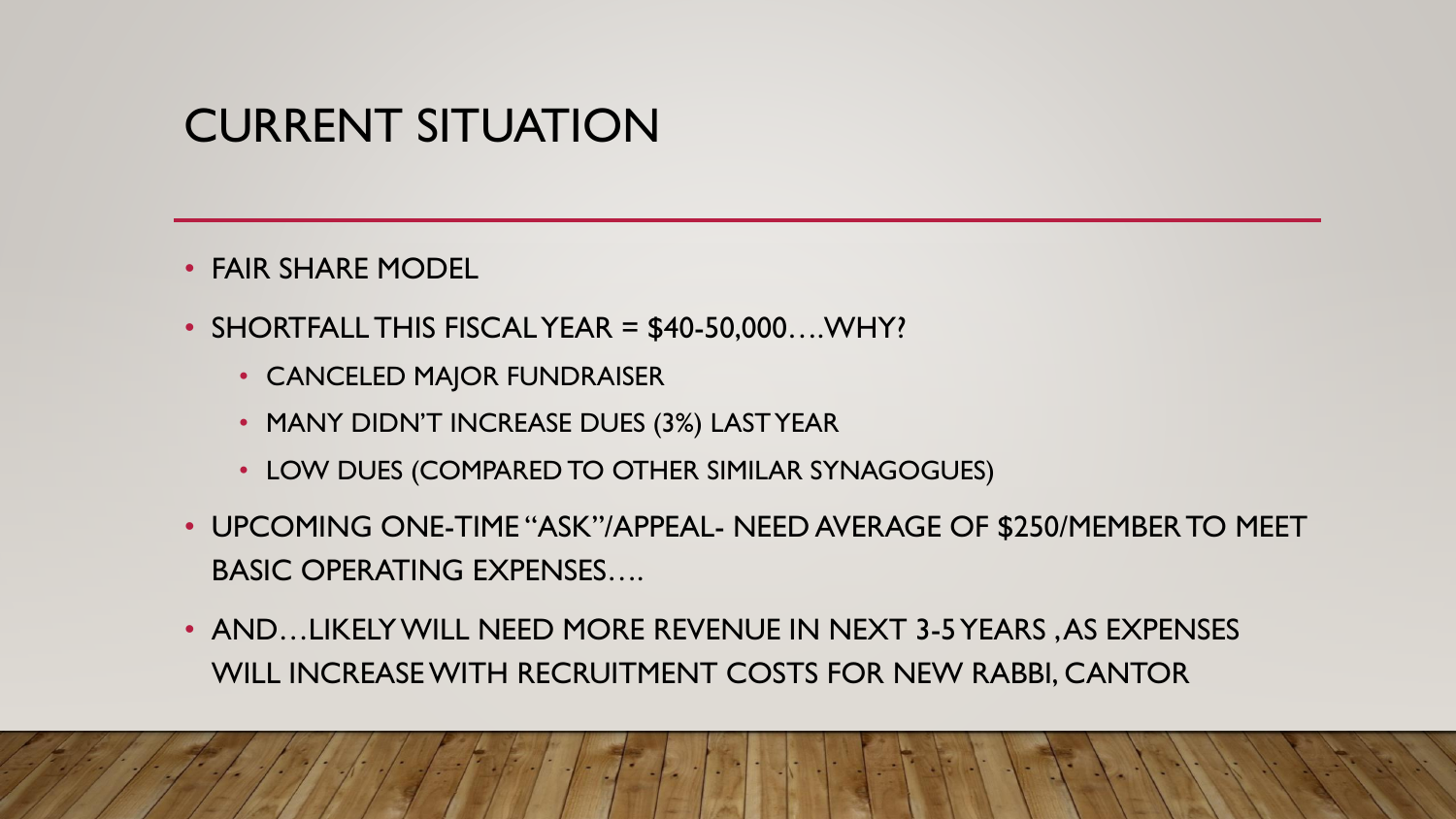# CURRENT SITUATION

- FAIR SHARE MODEL
- SHORTFALL THIS FISCAL YEAR = $40-50,000….WHY?
  - CANCELED MAJOR FUNDRAISER
  - MANY DIDN'T INCREASE DUES (3%) LAST YEAR
  - LOW DUES (COMPARED TO OTHER SIMILAR SYNAGOGUES)
- UPCOMING ONE-TIME "ASK"/APPEAL- NEED AVERAGE OF $250/MEMBER TO MEET BASIC OPERATING EXPENSES….
- AND…LIKELY WILL NEED MORE REVENUE IN NEXT 3-5 YEARS , AS EXPENSES WILL INCREASE WITH RECRUITMENT COSTS FOR NEW RABBI, CANTOR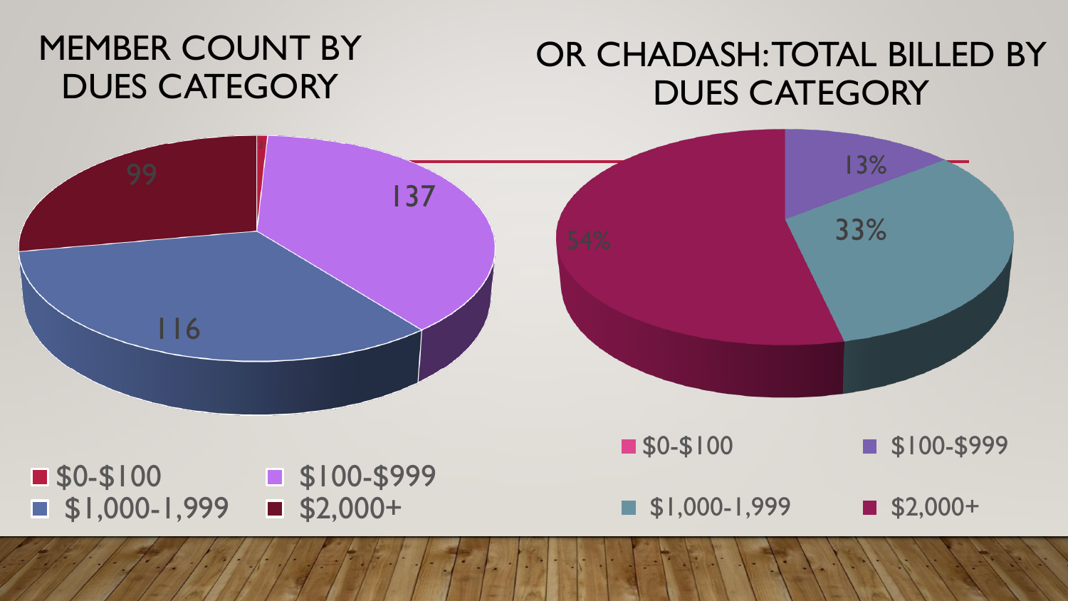## MEMBER COUNT BY DUES CATEGORY

| Dues Category | Member Count |
| --- | --- |
| $0-$100 | 3 |
| $100-$999 | 137 |
| $1,000-1,999 | 116 |
| $2,000+ | 99 |

## OR CHADASH: TOTAL BILLED BY DUES CATEGORY

| Dues Category | Total Billed |
| --- | --- |
| $0-$100 | |
| $100-$999 | 13% |
| $1,000-1,999 | 33% |
| $2,000+ | 54% |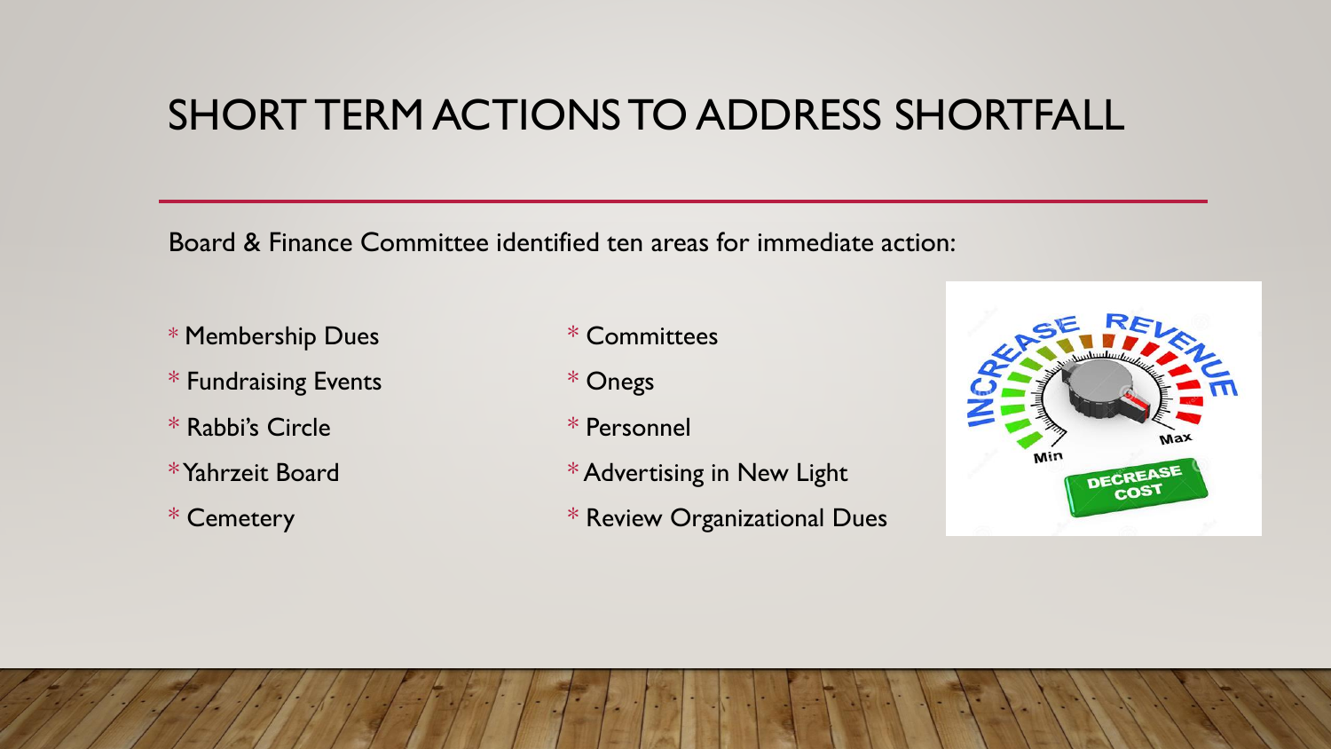# SHORT TERM ACTIONS TO ADDRESS SHORTFALL

Board & Finance Committee identified ten areas for immediate action:

- Membership Dues
- Fundraising Events
- Rabbi's Circle
- Yahrzeit Board
- Cemetery
- Committees
- Onegs
- Personnel
- Advertising in New Light
- Review Organizational Dues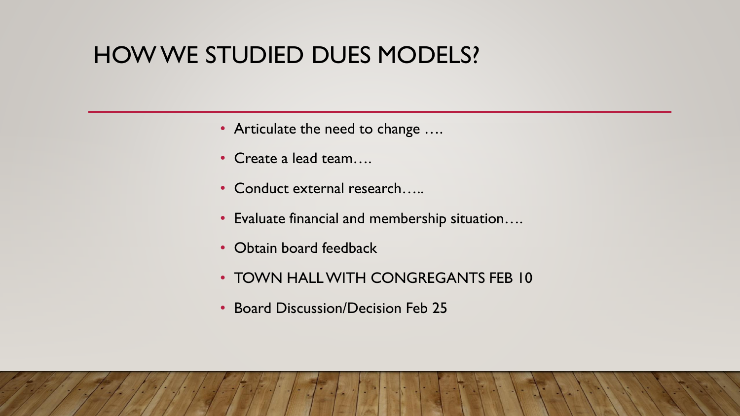# HOW WE STUDIED DUES MODELS?

- Articulate the need to change ….
- Create a lead team….
- Conduct external research…..
- Evaluate financial and membership situation….
- Obtain board feedback
- TOWN HALL WITH CONGREGANTS FEB 10
- Board Discussion/Decision Feb 25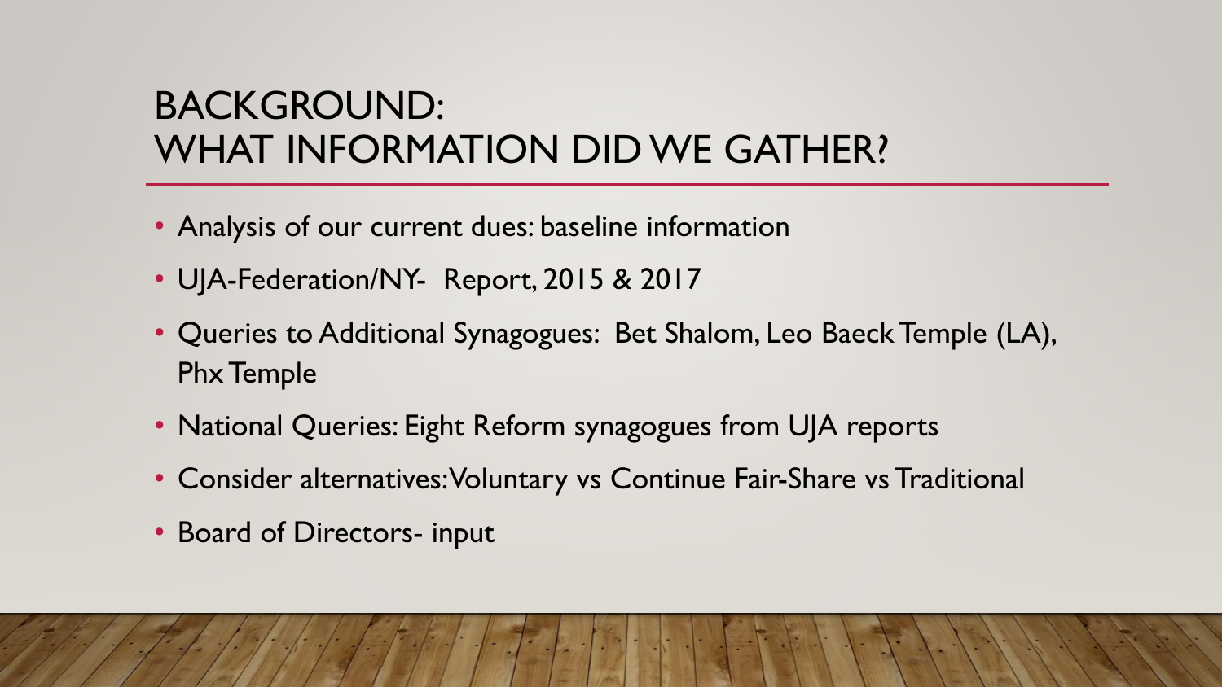# BACKGROUND: WHAT INFORMATION DID WE GATHER?

- Analysis of our current dues: baseline information
- UJA-Federation/NY- Report, 2015 & 2017
- Queries to Additional Synagogues: Bet Shalom, Leo Baeck Temple (LA), Phx Temple
- National Queries: Eight Reform synagogues from UJA reports
- Consider alternatives: Voluntary vs Continue Fair-Share vs Traditional
- Board of Directors- input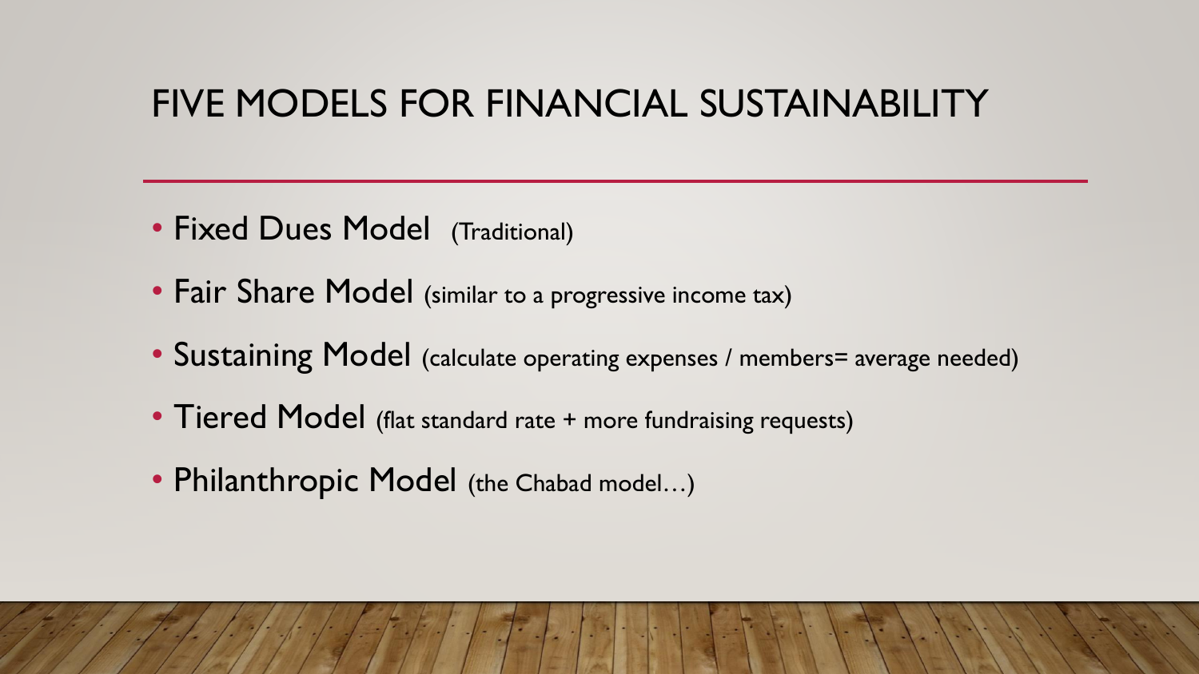# FIVE MODELS FOR FINANCIAL SUSTAINABILITY

- Fixed Dues Model (Traditional)
- Fair Share Model (similar to a progressive income tax)
- Sustaining Model (calculate operating expenses / members= average needed)
- Tiered Model (flat standard rate + more fundraising requests)
- Philanthropic Model (the Chabad model…)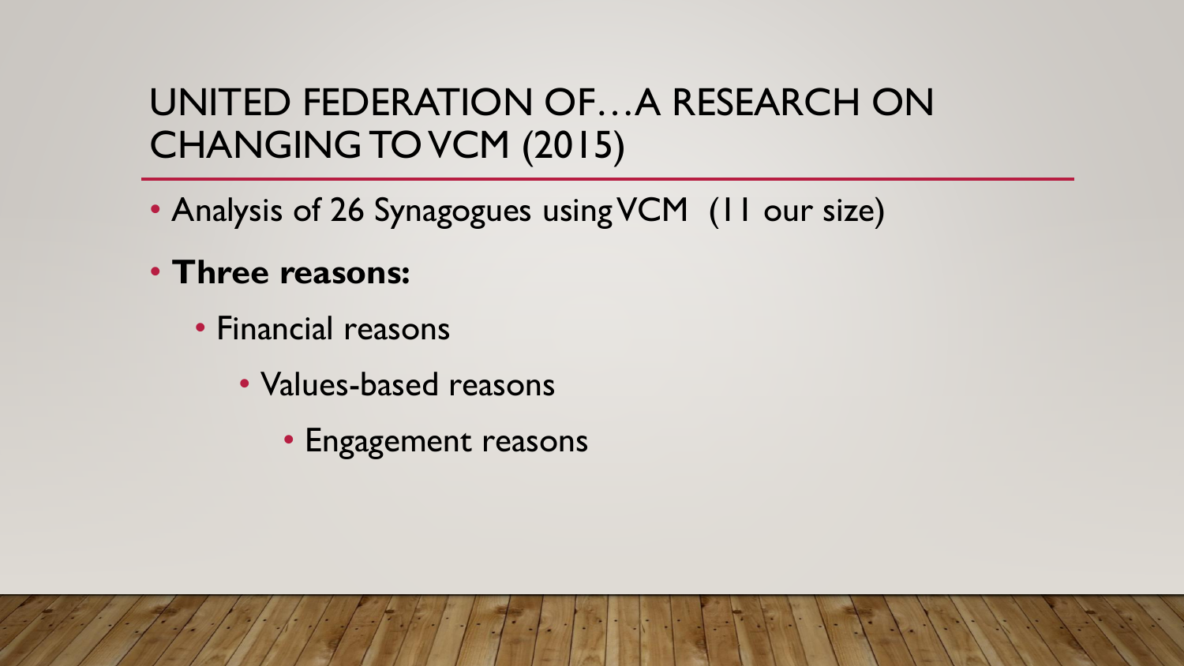# UNITED FEDERATION OF…A RESEARCH ON CHANGING TO VCM (2015)

- Analysis of 26 Synagogues using VCM (11 our size)
- **Three reasons:**
  - Financial reasons
    - Values-based reasons
      - Engagement reasons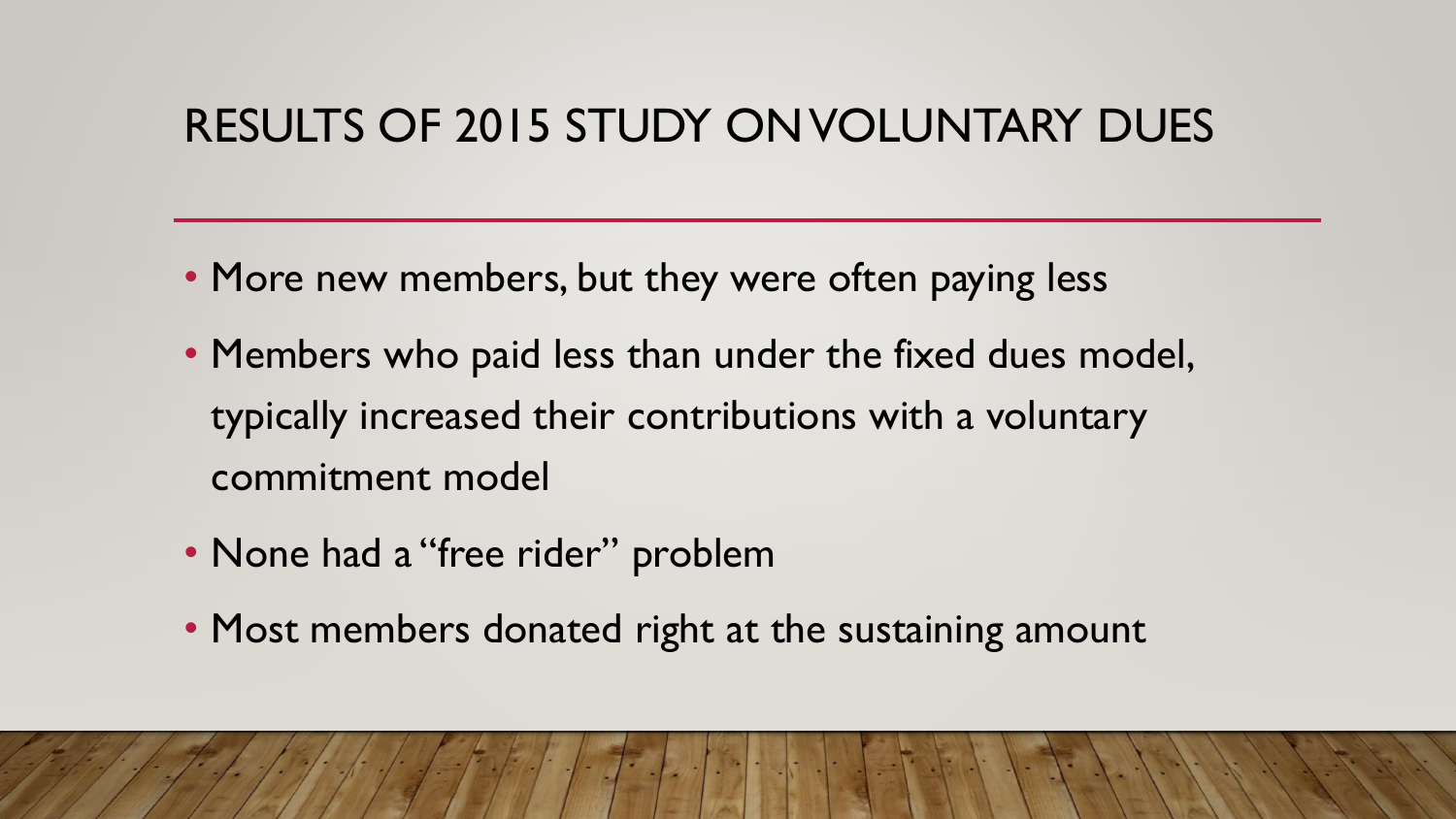# RESULTS OF 2015 STUDY ON VOLUNTARY DUES

- More new members, but they were often paying less
- Members who paid less than under the fixed dues model, typically increased their contributions with a voluntary commitment model
- None had a "free rider" problem
- Most members donated right at the sustaining amount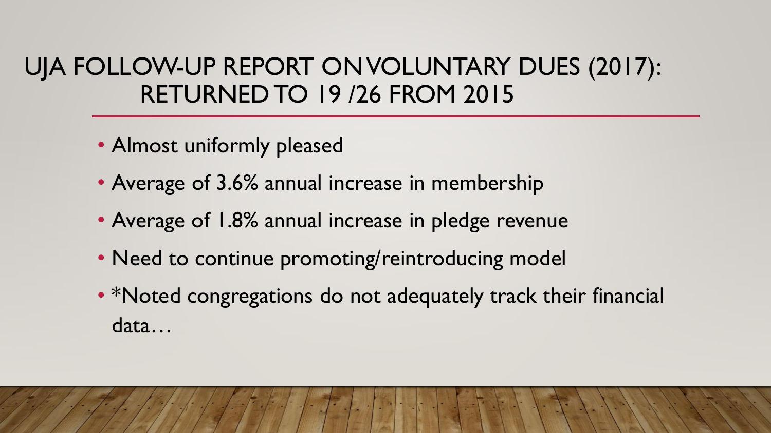# UJA FOLLOW-UP REPORT ON VOLUNTARY DUES (2017): RETURNED TO 19 /26 FROM 2015

- Almost uniformly pleased
- Average of 3.6% annual increase in membership
- Average of 1.8% annual increase in pledge revenue
- Need to continue promoting/reintroducing model
- *Noted congregations do not adequately track their financial data…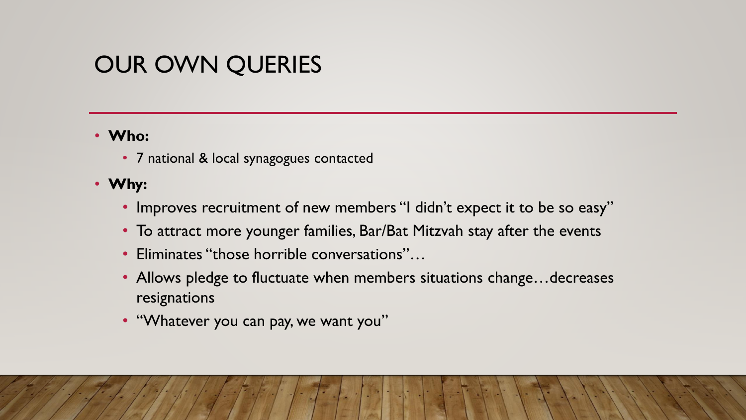# OUR OWN QUERIES

- **Who:**
  - 7 national & local synagogues contacted
- **Why:**
  - Improves recruitment of new members "I didn't expect it to be so easy"
  - To attract more younger families, Bar/Bat Mitzvah stay after the events
  - Eliminates "those horrible conversations"…
  - Allows pledge to fluctuate when members situations change…decreases resignations
  - "Whatever you can pay, we want you"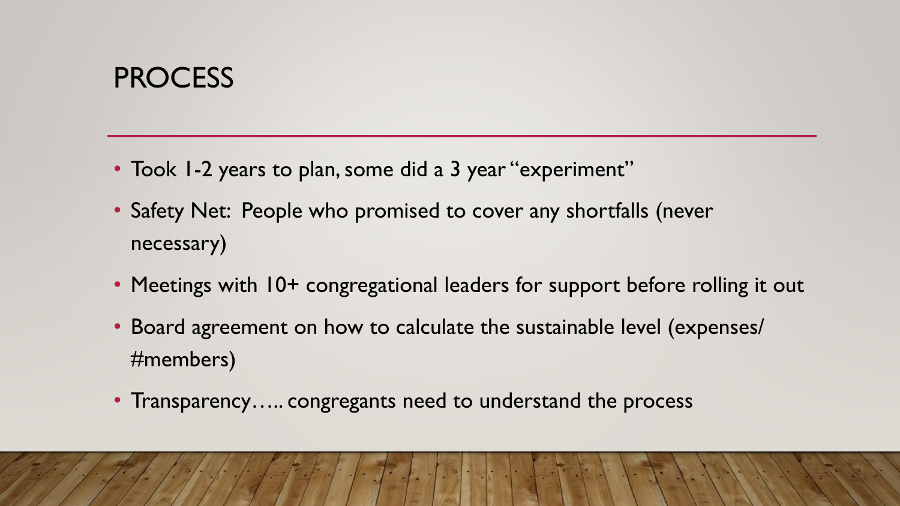# PROCESS

- Took 1-2 years to plan, some did a 3 year "experiment"
- Safety Net: People who promised to cover any shortfalls (never necessary)
- Meetings with 10+ congregational leaders for support before rolling it out
- Board agreement on how to calculate the sustainable level (expenses/ #members)
- Transparency….. congregants need to understand the process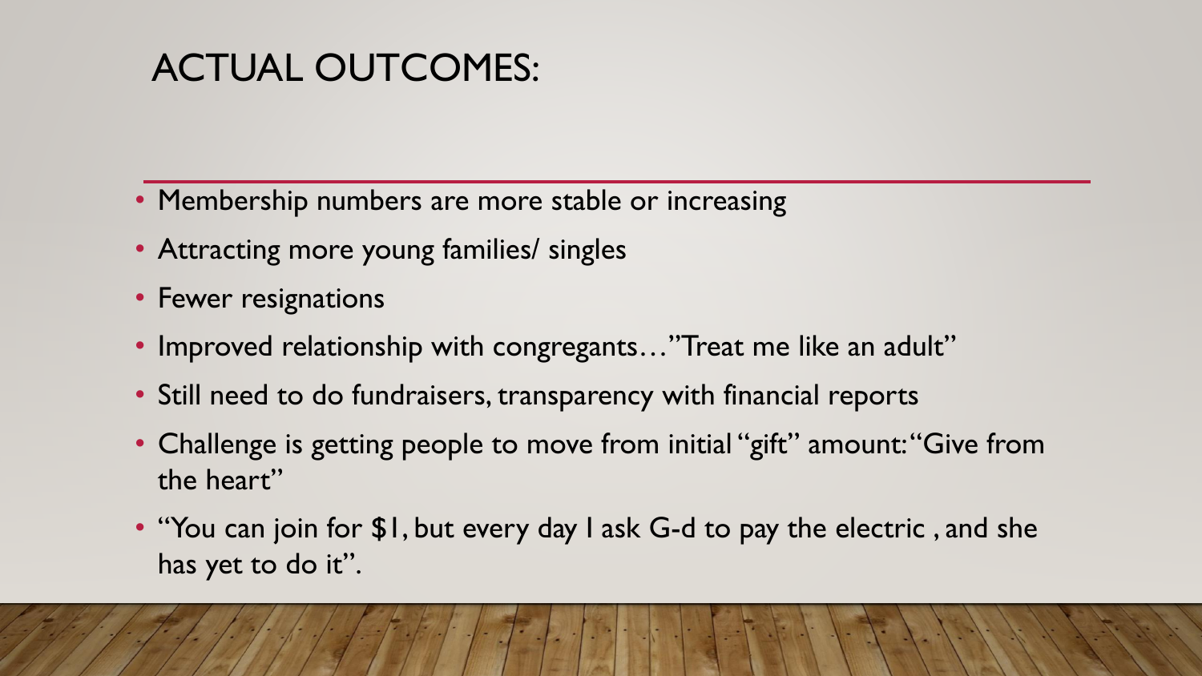# ACTUAL OUTCOMES:

- Membership numbers are more stable or increasing
- Attracting more young families/ singles
- Fewer resignations
- Improved relationship with congregants…"Treat me like an adult"
- Still need to do fundraisers, transparency with financial reports
- Challenge is getting people to move from initial "gift" amount: "Give from the heart"
- "You can join for $1, but every day I ask G-d to pay the electric , and she has yet to do it".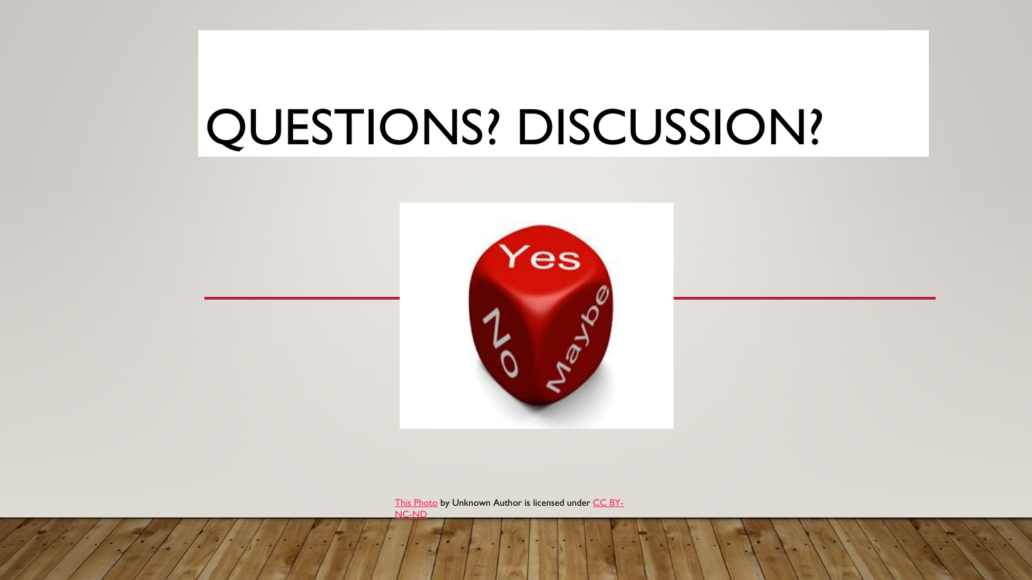# QUESTIONS? DISCUSSION?

This Photo by Unknown Author is licensed under CC BY-NC-ND